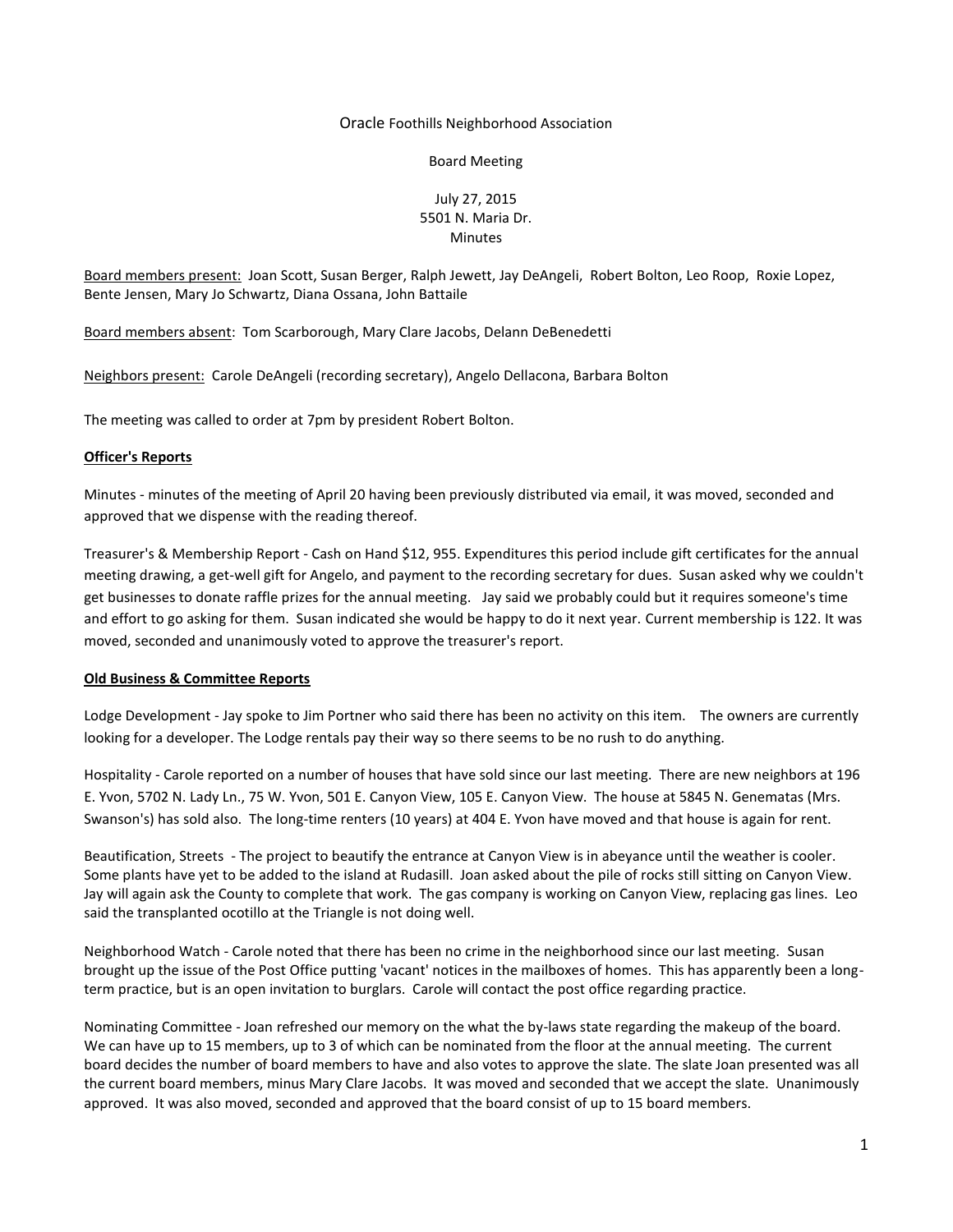Oracle Foothills Neighborhood Association

Board Meeting

July 27, 2015
5501 N. Maria Dr.
Minutes

Board members present: Joan Scott, Susan Berger, Ralph Jewett, Jay DeAngeli, Robert Bolton, Leo Roop, Roxie Lopez, Bente Jensen, Mary Jo Schwartz, Diana Ossana, John Battaile

Board members absent: Tom Scarborough, Mary Clare Jacobs, Delann DeBenedetti

Neighbors present: Carole DeAngeli (recording secretary), Angelo Dellacona, Barbara Bolton

The meeting was called to order at 7pm by president Robert Bolton.

**Officer's Reports**

Minutes - minutes of the meeting of April 20 having been previously distributed via email, it was moved, seconded and approved that we dispense with the reading thereof.

Treasurer's & Membership Report - Cash on Hand $12, 955. Expenditures this period include gift certificates for the annual meeting drawing, a get-well gift for Angelo, and payment to the recording secretary for dues. Susan asked why we couldn't get businesses to donate raffle prizes for the annual meeting. Jay said we probably could but it requires someone's time and effort to go asking for them. Susan indicated she would be happy to do it next year. Current membership is 122. It was moved, seconded and unanimously voted to approve the treasurer's report.

**Old Business & Committee Reports**

Lodge Development - Jay spoke to Jim Portner who said there has been no activity on this item. The owners are currently looking for a developer. The Lodge rentals pay their way so there seems to be no rush to do anything.

Hospitality - Carole reported on a number of houses that have sold since our last meeting. There are new neighbors at 196 E. Yvon, 5702 N. Lady Ln., 75 W. Yvon, 501 E. Canyon View, 105 E. Canyon View. The house at 5845 N. Genematas (Mrs. Swanson's) has sold also. The long-time renters (10 years) at 404 E. Yvon have moved and that house is again for rent.

Beautification, Streets - The project to beautify the entrance at Canyon View is in abeyance until the weather is cooler. Some plants have yet to be added to the island at Rudasill. Joan asked about the pile of rocks still sitting on Canyon View. Jay will again ask the County to complete that work. The gas company is working on Canyon View, replacing gas lines. Leo said the transplanted ocotillo at the Triangle is not doing well.

Neighborhood Watch - Carole noted that there has been no crime in the neighborhood since our last meeting. Susan brought up the issue of the Post Office putting 'vacant' notices in the mailboxes of homes. This has apparently been a long-term practice, but is an open invitation to burglars. Carole will contact the post office regarding practice.

Nominating Committee - Joan refreshed our memory on the what the by-laws state regarding the makeup of the board. We can have up to 15 members, up to 3 of which can be nominated from the floor at the annual meeting. The current board decides the number of board members to have and also votes to approve the slate. The slate Joan presented was all the current board members, minus Mary Clare Jacobs. It was moved and seconded that we accept the slate. Unanimously approved. It was also moved, seconded and approved that the board consist of up to 15 board members.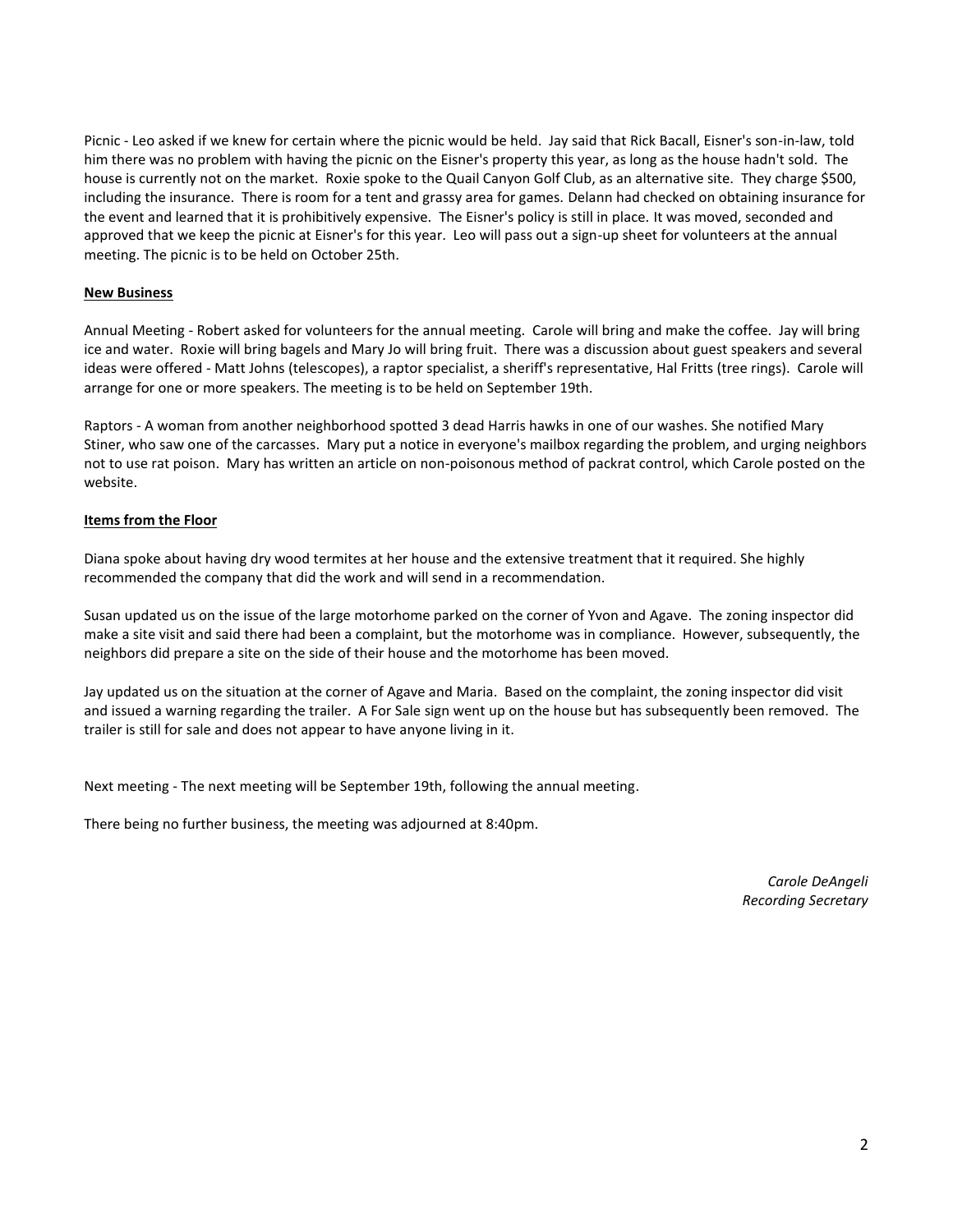Picnic - Leo asked if we knew for certain where the picnic would be held. Jay said that Rick Bacall, Eisner's son-in-law, told him there was no problem with having the picnic on the Eisner's property this year, as long as the house hadn't sold. The house is currently not on the market. Roxie spoke to the Quail Canyon Golf Club, as an alternative site. They charge $500, including the insurance. There is room for a tent and grassy area for games. Delann had checked on obtaining insurance for the event and learned that it is prohibitively expensive. The Eisner's policy is still in place. It was moved, seconded and approved that we keep the picnic at Eisner's for this year. Leo will pass out a sign-up sheet for volunteers at the annual meeting. The picnic is to be held on October 25th.

**New Business**

Annual Meeting - Robert asked for volunteers for the annual meeting. Carole will bring and make the coffee. Jay will bring ice and water. Roxie will bring bagels and Mary Jo will bring fruit. There was a discussion about guest speakers and several ideas were offered - Matt Johns (telescopes), a raptor specialist, a sheriff's representative, Hal Fritts (tree rings). Carole will arrange for one or more speakers. The meeting is to be held on September 19th.

Raptors - A woman from another neighborhood spotted 3 dead Harris hawks in one of our washes. She notified Mary Stiner, who saw one of the carcasses. Mary put a notice in everyone's mailbox regarding the problem, and urging neighbors not to use rat poison. Mary has written an article on non-poisonous method of packrat control, which Carole posted on the website.

**Items from the Floor**

Diana spoke about having dry wood termites at her house and the extensive treatment that it required. She highly recommended the company that did the work and will send in a recommendation.

Susan updated us on the issue of the large motorhome parked on the corner of Yvon and Agave. The zoning inspector did make a site visit and said there had been a complaint, but the motorhome was in compliance. However, subsequently, the neighbors did prepare a site on the side of their house and the motorhome has been moved.

Jay updated us on the situation at the corner of Agave and Maria. Based on the complaint, the zoning inspector did visit and issued a warning regarding the trailer. A For Sale sign went up on the house but has subsequently been removed. The trailer is still for sale and does not appear to have anyone living in it.

Next meeting - The next meeting will be September 19th, following the annual meeting.

There being no further business, the meeting was adjourned at 8:40pm.

*Carole DeAngeli*
*Recording Secretary*